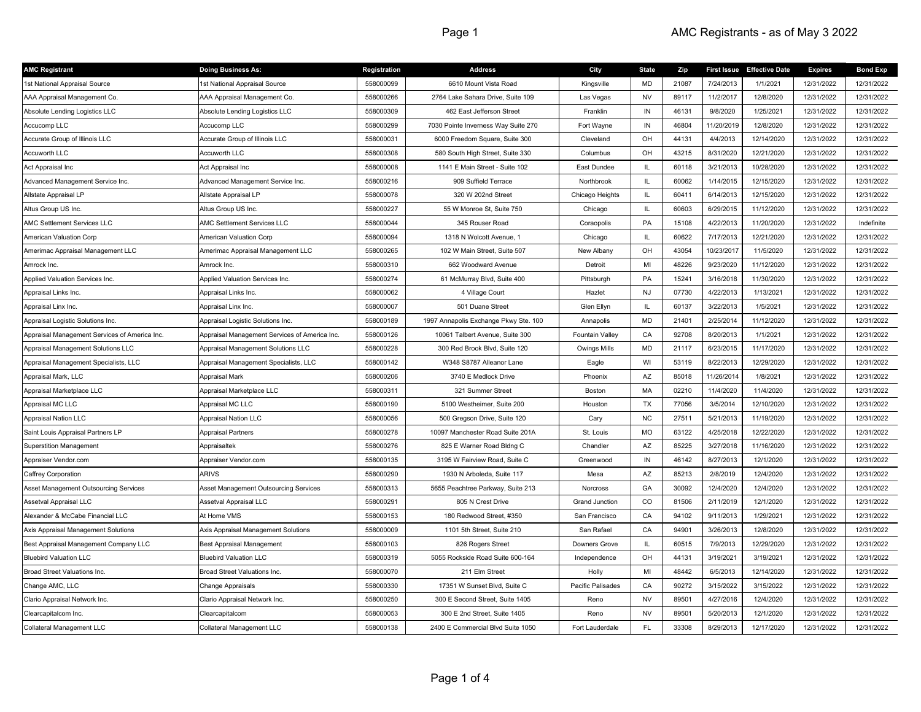# AMC Registrants - as of May 3 2022

| AMC Registrant | Doing Business As: | Registration | Address | City | State | Zip | First Issue | Effective Date | Expires | Bond Exp |
|---|---|---|---|---|---|---|---|---|---|---|
| 1st National Appraisal Source | 1st National Appraisal Source | 558000099 | 6610 Mount Vista Road | Kingsville | MD | 21087 | 7/24/2013 | 1/1/2021 | 12/31/2022 | 12/31/2022 |
| AAA Appraisal Management Co. | AAA Appraisal Management Co. | 558000266 | 2764 Lake Sahara Drive, Suite 109 | Las Vegas | NV | 89117 | 11/2/2017 | 12/8/2020 | 12/31/2022 | 12/31/2022 |
| Absolute Lending Logistics LLC | Absolute Lending Logistics LLC | 558000309 | 462 East Jefferson Street | Franklin | IN | 46131 | 9/8/2020 | 1/25/2021 | 12/31/2022 | 12/31/2022 |
| Accucomp LLC | Accucomp LLC | 558000299 | 7030 Pointe Inverness Way Suite 270 | Fort Wayne | IN | 46804 | 11/20/2019 | 12/8/2020 | 12/31/2022 | 12/31/2022 |
| Accurate Group of Illinois LLC | Accurate Group of Illinois LLC | 558000031 | 6000 Freedom Square, Suite 300 | Cleveland | OH | 44131 | 4/4/2013 | 12/14/2020 | 12/31/2022 | 12/31/2022 |
| Accuworth LLC | Accuworth LLC | 558000308 | 580 South High Street, Suite 330 | Columbus | OH | 43215 | 8/31/2020 | 12/21/2020 | 12/31/2022 | 12/31/2022 |
| Act Appraisal Inc | Act Appraisal Inc | 558000008 | 1141 E Main Street - Suite 102 | East Dundee | IL | 60118 | 3/21/2013 | 10/28/2020 | 12/31/2022 | 12/31/2022 |
| Advanced Management Service Inc. | Advanced Management Service Inc. | 558000216 | 909 Suffield Terrace | Northbrook | IL | 60062 | 1/14/2015 | 12/15/2020 | 12/31/2022 | 12/31/2022 |
| Allstate Appraisal LP | Allstate Appraisal LP | 558000078 | 320 W 202nd Street | Chicago Heights | IL | 60411 | 6/14/2013 | 12/15/2020 | 12/31/2022 | 12/31/2022 |
| Altus Group US Inc. | Altus Group US Inc. | 558000227 | 55 W Monroe St, Suite 750 | Chicago | IL | 60603 | 6/29/2015 | 11/12/2020 | 12/31/2022 | 12/31/2022 |
| AMC Settlement Services LLC | AMC Settlement Services LLC | 558000044 | 345 Rouser Road | Coraopolis | PA | 15108 | 4/22/2013 | 11/20/2020 | 12/31/2022 | Indefinite |
| American Valuation Corp | American Valuation Corp | 558000094 | 1318 N Wolcott Avenue, 1 | Chicago | IL | 60622 | 7/17/2013 | 12/21/2020 | 12/31/2022 | 12/31/2022 |
| Amerimac Appraisal Management LLC | Amerimac Appraisal Management LLC | 558000265 | 102 W Main Street, Suite 507 | New Albany | OH | 43054 | 10/23/2017 | 11/5/2020 | 12/31/2022 | 12/31/2022 |
| Amrock Inc. | Amrock Inc. | 558000310 | 662 Woodward Avenue | Detroit | MI | 48226 | 9/23/2020 | 11/12/2020 | 12/31/2022 | 12/31/2022 |
| Applied Valuation Services Inc. | Applied Valuation Services Inc. | 558000274 | 61 McMurray Blvd, Suite 400 | Pittsburgh | PA | 15241 | 3/16/2018 | 11/30/2020 | 12/31/2022 | 12/31/2022 |
| Appraisal Links Inc. | Appraisal Links Inc. | 558000062 | 4 Village Court | Hazlet | NJ | 07730 | 4/22/2013 | 1/13/2021 | 12/31/2022 | 12/31/2022 |
| Appraisal Linx Inc. | Appraisal Linx Inc. | 558000007 | 501 Duane Street | Glen Ellyn | IL | 60137 | 3/22/2013 | 1/5/2021 | 12/31/2022 | 12/31/2022 |
| Appraisal Logistic Solutions Inc. | Appraisal Logistic Solutions Inc. | 558000189 | 1997 Annapolis Exchange Pkwy Ste. 100 | Annapolis | MD | 21401 | 2/25/2014 | 11/12/2020 | 12/31/2022 | 12/31/2022 |
| Appraisal Management Services of America Inc. | Appraisal Management Services of America Inc. | 558000126 | 10061 Talbert Avenue, Suite 300 | Fountain Valley | CA | 92708 | 8/20/2013 | 1/1/2021 | 12/31/2022 | 12/31/2022 |
| Appraisal Management Solutions LLC | Appraisal Management Solutions LLC | 558000228 | 300 Red Brook Blvd, Suite 120 | Owings Mills | MD | 21117 | 6/23/2015 | 11/17/2020 | 12/31/2022 | 12/31/2022 |
| Appraisal Management Specialists, LLC | Appraisal Management Specialists, LLC | 558000142 | W348 S8787 Alleanor Lane | Eagle | WI | 53119 | 8/22/2013 | 12/29/2020 | 12/31/2022 | 12/31/2022 |
| Appraisal Mark, LLC | Appraisal Mark | 558000206 | 3740 E Medlock Drive | Phoenix | AZ | 85018 | 11/26/2014 | 1/8/2021 | 12/31/2022 | 12/31/2022 |
| Appraisal Marketplace LLC | Appraisal Marketplace LLC | 558000311 | 321 Summer Street | Boston | MA | 02210 | 11/4/2020 | 11/4/2020 | 12/31/2022 | 12/31/2022 |
| Appraisal MC LLC | Appraisal MC LLC | 558000190 | 5100 Westheimer, Suite 200 | Houston | TX | 77056 | 3/5/2014 | 12/10/2020 | 12/31/2022 | 12/31/2022 |
| Appraisal Nation LLC | Appraisal Nation LLC | 558000056 | 500 Gregson Drive, Suite 120 | Cary | NC | 27511 | 5/21/2013 | 11/19/2020 | 12/31/2022 | 12/31/2022 |
| Saint Louis Appraisal Partners LP | Appraisal Partners | 558000278 | 10097 Manchester Road Suite 201A | St. Louis | MO | 63122 | 4/25/2018 | 12/22/2020 | 12/31/2022 | 12/31/2022 |
| Superstition Management | Appraisaltek | 558000276 | 825 E Warner Road Bldng C | Chandler | AZ | 85225 | 3/27/2018 | 11/16/2020 | 12/31/2022 | 12/31/2022 |
| Appraiser Vendor.com | Appraiser Vendor.com | 558000135 | 3195 W Fairview Road, Suite C | Greenwood | IN | 46142 | 8/27/2013 | 12/1/2020 | 12/31/2022 | 12/31/2022 |
| Caffrey Corporation | ARIVS | 558000290 | 1930 N Arboleda, Suite 117 | Mesa | AZ | 85213 | 2/8/2019 | 12/4/2020 | 12/31/2022 | 12/31/2022 |
| Asset Management Outsourcing Services | Asset Management Outsourcing Services | 558000313 | 5655 Peachtree Parkway, Suite 213 | Norcross | GA | 30092 | 12/4/2020 | 12/4/2020 | 12/31/2022 | 12/31/2022 |
| Assetval Appraisal LLC | Assetval Appraisal LLC | 558000291 | 805 N Crest Drive | Grand Junction | CO | 81506 | 2/11/2019 | 12/1/2020 | 12/31/2022 | 12/31/2022 |
| Alexander & McCabe Financial LLC | At Home VMS | 558000153 | 180 Redwood Street, #350 | San Francisco | CA | 94102 | 9/11/2013 | 1/29/2021 | 12/31/2022 | 12/31/2022 |
| Axis Appraisal Management Solutions | Axis Appraisal Management Solutions | 558000009 | 1101 5th Street, Suite 210 | San Rafael | CA | 94901 | 3/26/2013 | 12/8/2020 | 12/31/2022 | 12/31/2022 |
| Best Appraisal Management Company LLC | Best Appraisal Management | 558000103 | 826 Rogers Street | Downers Grove | IL | 60515 | 7/9/2013 | 12/29/2020 | 12/31/2022 | 12/31/2022 |
| Bluebird Valuation LLC | Bluebird Valuation LLC | 558000319 | 5055 Rockside Road Suite 600-164 | Independence | OH | 44131 | 3/19/2021 | 3/19/2021 | 12/31/2022 | 12/31/2022 |
| Broad Street Valuations Inc. | Broad Street Valuations Inc. | 558000070 | 211 Elm Street | Holly | MI | 48442 | 6/5/2013 | 12/14/2020 | 12/31/2022 | 12/31/2022 |
| Change AMC, LLC | Change Appraisals | 558000330 | 17351 W Sunset Blvd, Suite C | Pacific Palisades | CA | 90272 | 3/15/2022 | 3/15/2022 | 12/31/2022 | 12/31/2022 |
| Clario Appraisal Network Inc. | Clario Appraisal Network Inc. | 558000250 | 300 E Second Street, Suite 1405 | Reno | NV | 89501 | 4/27/2016 | 12/4/2020 | 12/31/2022 | 12/31/2022 |
| Clearcapitalcom Inc. | Clearcapitalcom | 558000053 | 300 E 2nd Street, Suite 1405 | Reno | NV | 89501 | 5/20/2013 | 12/1/2020 | 12/31/2022 | 12/31/2022 |
| Collateral Management LLC | Collateral Management LLC | 558000138 | 2400 E Commercial Blvd Suite 1050 | Fort Lauderdale | FL | 33308 | 8/29/2013 | 12/17/2020 | 12/31/2022 | 12/31/2022 |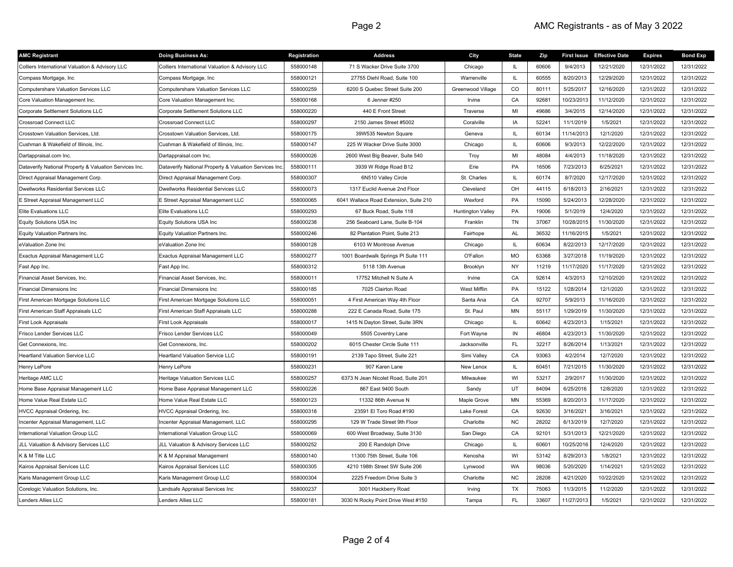| AMC Registrant | Doing Business As: | Registration | Address | City | State | Zip | First Issue | Effective Date | Expires | Bond Exp |
|---|---|---|---|---|---|---|---|---|---|---|
| Colliers International Valuation & Advisory LLC | Colliers International Valuation & Advisory LLC | 558000148 | 71 S Wacker Drive Suite 3700 | Chicago | IL | 60606 | 9/4/2013 | 12/21/2020 | 12/31/2022 | 12/31/2022 |
| Compass Mortgage, Inc | Compass Mortgage, Inc | 558000121 | 27755 Diehl Road, Suite 100 | Warrenville | IL | 60555 | 8/20/2013 | 12/29/2020 | 12/31/2022 | 12/31/2022 |
| Computershare Valuation Services LLC | Computershare Valuation Services LLC | 558000259 | 6200 S Quebec Street Suite 200 | Greenwood Village | CO | 80111 | 5/25/2017 | 12/16/2020 | 12/31/2022 | 12/31/2022 |
| Core Valuation Management Inc. | Core Valuation Management Inc. | 558000168 | 6 Jenner #250 | Irvine | CA | 92681 | 10/23/2013 | 11/12/2020 | 12/31/2022 | 12/31/2022 |
| Corporate Settlement Solutions LLC | Corporate Settlement Solutions LLC | 558000220 | 440 E Front Street | Traverse | MI | 49686 | 3/4/2015 | 12/14/2020 | 12/31/2022 | 12/31/2022 |
| Crossroad Connect LLC | Crossroad Connect LLC | 558000297 | 2150 James Street #5002 | Coralville | IA | 52241 | 11/1/2019 | 1/5/2021 | 12/31/2022 | 12/31/2022 |
| Crosstown Valuation Services, Ltd. | Crosstown Valuation Services, Ltd. | 558000175 | 39W535 Newton Square | Geneva | IL | 60134 | 11/14/2013 | 12/1/2020 | 12/31/2022 | 12/31/2022 |
| Cushman & Wakefield of Illinois, Inc. | Cushman & Wakefield of Illinois, Inc. | 558000147 | 225 W Wacker Drive Suite 3000 | Chicago | IL | 60606 | 9/3/2013 | 12/22/2020 | 12/31/2022 | 12/31/2022 |
| Dartappraisal.com Inc. | Dartappraisal.com Inc. | 558000026 | 2600 West Big Beaver, Suite 540 | Troy | MI | 48084 | 4/4/2013 | 11/18/2020 | 12/31/2022 | 12/31/2022 |
| Dataverify National Property & Valuation Services Inc. | Dataverify National Property & Valuation Services Inc. | 558000111 | 3939 W Ridge Road B12 | Erie | PA | 16506 | 7/23/2013 | 6/25/2021 | 12/31/2022 | 12/31/2022 |
| Direct Appraisal Management Corp. | Direct Appraisal Management Corp. | 558000307 | 6N510 Valley Circle | St. Charles | IL | 60174 | 8/7/2020 | 12/17/2020 | 12/31/2022 | 12/31/2022 |
| Dwellworks Residential Services LLC | Dwellworks Residential Services LLC | 558000073 | 1317 Euclid Avenue 2nd Floor | Cleveland | OH | 44115 | 6/18/2013 | 2/16/2021 | 12/31/2022 | 12/31/2022 |
| E Street Appraisal Management LLC | E Street Appraisal Management LLC | 558000065 | 6041 Wallace Road Extension, Suite 210 | Wexford | PA | 15090 | 5/24/2013 | 12/28/2020 | 12/31/2022 | 12/31/2022 |
| Elite Evaluations LLC | Elite Evaluations LLC | 558000293 | 67 Buck Road, Suite 118 | Huntington Valley | PA | 19006 | 5/1/2019 | 12/4/2020 | 12/31/2022 | 12/31/2022 |
| Equity Solutions USA Inc | Equity Solutions USA Inc | 558000238 | 256 Seaboard Lane, Suite B-104 | Franklin | TN | 37067 | 10/28/2015 | 11/30/2020 | 12/31/2022 | 12/31/2022 |
| Equity Valuation Partners Inc. | Equity Valuation Partners Inc. | 558000246 | 82 Plantation Point, Suite 213 | Fairhope | AL | 36532 | 11/16/2015 | 1/5/2021 | 12/31/2022 | 12/31/2022 |
| eValuation Zone Inc | eValuation Zone Inc | 558000128 | 6103 W Montrose Avenue | Chicago | IL | 60634 | 8/22/2013 | 12/17/2020 | 12/31/2022 | 12/31/2022 |
| Exactus Appraisal Management LLC | Exactus Appraisal Management LLC | 558000277 | 1001 Boardwalk Springs Pl Suite 111 | O'Fallon | MO | 63368 | 3/27/2018 | 11/19/2020 | 12/31/2022 | 12/31/2022 |
| Fast App Inc. | Fast App Inc. | 558000312 | 5118 13th Avenue | Brooklyn | NY | 11219 | 11/17/2020 | 11/17/2020 | 12/31/2022 | 12/31/2022 |
| Financial Asset Services, Inc. | Financial Asset Services, Inc. | 558000011 | 17752 Mitchell N Suite A | Irvine | CA | 92614 | 4/3/2013 | 12/10/2020 | 12/31/2022 | 12/31/2022 |
| Financial Dimensions Inc | Financial Dimensions Inc | 558000185 | 7025 Clairton Road | West Mifflin | PA | 15122 | 1/28/2014 | 12/1/2020 | 12/31/2022 | 12/31/2022 |
| First American Mortgage Solutions LLC | First American Mortgage Solutions LLC | 558000051 | 4 First American Way 4th Floor | Santa Ana | CA | 92707 | 5/9/2013 | 11/16/2020 | 12/31/2022 | 12/31/2022 |
| First American Staff Appraisals LLC | First American Staff Appraisals LLC | 558000288 | 222 E Canada Road, Suite 175 | St. Paul | MN | 55117 | 1/29/2019 | 11/30/2020 | 12/31/2022 | 12/31/2022 |
| First Look Appraisals | First Look Appraisals | 558000017 | 1415 N Dayton Street, Suite 3RN | Chicago | IL | 60642 | 4/23/2013 | 1/15/2021 | 12/31/2022 | 12/31/2022 |
| Frisco Lender Services LLC | Frisco Lender Services LLC | 558000049 | 5505 Coventry Lane | Fort Wayne | IN | 46804 | 4/23/2013 | 11/30/2020 | 12/31/2022 | 12/31/2022 |
| Get Connexions, Inc. | Get Connexions, Inc. | 558000202 | 6015 Chester Circle Suite 111 | Jacksonville | FL | 32217 | 8/26/2014 | 1/13/2021 | 12/31/2022 | 12/31/2022 |
| Heartland Valuation Service LLC | Heartland Valuation Service LLC | 558000191 | 2139 Tapo Street, Suite 221 | Simi Valley | CA | 93063 | 4/2/2014 | 12/7/2020 | 12/31/2022 | 12/31/2022 |
| Henry LePore | Henry LePore | 558000231 | 907 Karen Lane | New Lenox | IL | 60451 | 7/21/2015 | 11/30/2020 | 12/31/2022 | 12/31/2022 |
| Heritage AMC LLC | Heritage Valuation Services LLC | 558000257 | 6373 N Jean Nicolet Road, Suite 201 | Milwaukee | WI | 53217 | 2/9/2017 | 11/30/2020 | 12/31/2022 | 12/31/2022 |
| Home Base Appraisal Management LLC | Home Base Appraisal Management LLC | 558000226 | 867 East 9400 South | Sandy | UT | 84094 | 6/25/2016 | 12/8/2020 | 12/31/2022 | 12/31/2022 |
| Home Value Real Estate LLC | Home Value Real Estate LLC | 558000123 | 11332 86th Avenue N | Maple Grove | MN | 55369 | 8/20/2013 | 11/17/2020 | 12/31/2022 | 12/31/2022 |
| HVCC Appraisal Ordering, Inc. | HVCC Appraisal Ordering, Inc. | 558000318 | 23591 El Toro Road #190 | Lake Forest | CA | 92630 | 3/16/2021 | 3/16/2021 | 12/31/2022 | 12/31/2022 |
| Incenter Appraisal Management, LLC | Incenter Appraisal Management, LLC | 558000295 | 129 W Trade Street 9th Floor | Charlotte | NC | 28202 | 6/13/2019 | 12/7/2020 | 12/31/2022 | 12/31/2022 |
| International Valuation Group LLC | International Valuation Group LLC | 558000069 | 600 West Broadway, Suite 3130 | San Diego | CA | 92101 | 5/31/2013 | 12/21/2020 | 12/31/2022 | 12/31/2022 |
| JLL Valuation & Advisory Services LLC | JLL Valuation & Advisory Services LLC | 558000252 | 200 E Randolph Drive | Chicago | IL | 60601 | 10/25/2016 | 12/4/2020 | 12/31/2022 | 12/31/2022 |
| K & M Title LLC | K & M Appraisal Management | 558000140 | 11300 75th Street, Suite 106 | Kenosha | WI | 53142 | 8/29/2013 | 1/8/2021 | 12/31/2022 | 12/31/2022 |
| Kairos Appraisal Services LLC | Kairos Appraisal Services LLC | 558000305 | 4210 198th Street SW Suite 206 | Lynwood | WA | 98036 | 5/20/2020 | 1/14/2021 | 12/31/2022 | 12/31/2022 |
| Karis Management Group LLC | Karis Management Group LLC | 558000304 | 2225 Freedom Drive Suite 3 | Charlotte | NC | 28208 | 4/21/2020 | 10/22/2020 | 12/31/2022 | 12/31/2022 |
| Corelogic Valuation Solutions, Inc. | Landsafe Appraisal Services Inc | 558000237 | 3001 Hackberry Road | Irving | TX | 75063 | 11/3/2015 | 11/2/2020 | 12/31/2022 | 12/31/2022 |
| Lenders Allies LLC | Lenders Allies LLC | 558000181 | 3030 N Rocky Point Drive West #150 | Tampa | FL | 33607 | 11/27/2013 | 1/5/2021 | 12/31/2022 | 12/31/2022 |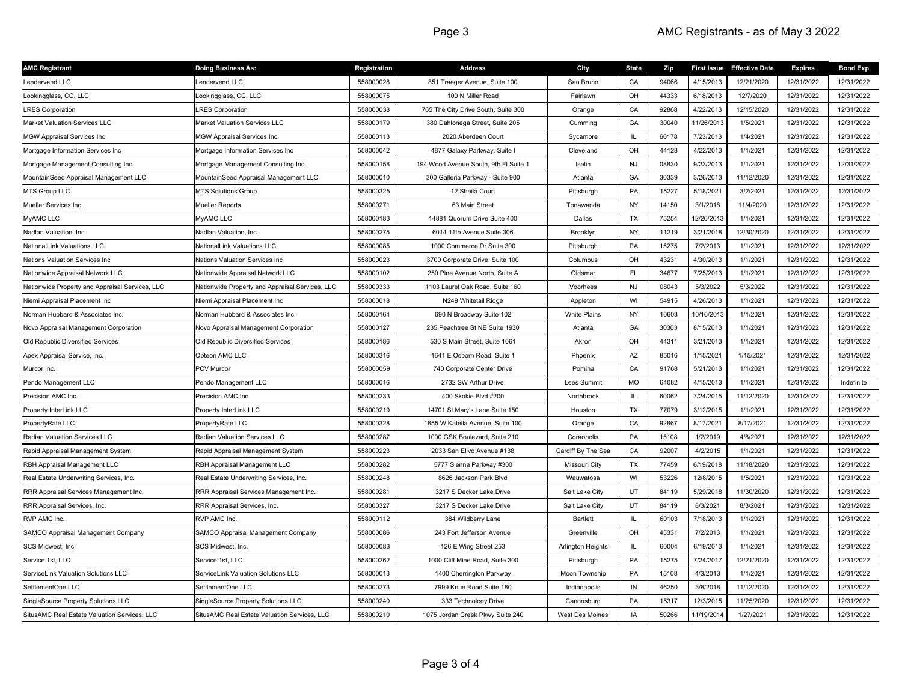| AMC Registrant | Doing Business As: | Registration | Address | City | State | Zip | First Issue | Effective Date | Expires | Bond Exp |
|---|---|---|---|---|---|---|---|---|---|---|
| Lendervend LLC | Lendervend LLC | 558000028 | 851 Traeger Avenue, Suite 100 | San Bruno | CA | 94066 | 4/15/2013 | 12/21/2020 | 12/31/2022 | 12/31/2022 |
| Lookingglass, CC, LLC | Lookingglass, CC, LLC | 558000075 | 100 N Miller Road | Fairlawn | OH | 44333 | 6/18/2013 | 12/7/2020 | 12/31/2022 | 12/31/2022 |
| LRES Corporation | LRES Corporation | 558000038 | 765 The City Drive South, Suite 300 | Orange | CA | 92868 | 4/22/2013 | 12/15/2020 | 12/31/2022 | 12/31/2022 |
| Market Valuation Services LLC | Market Valuation Services LLC | 558000179 | 380 Dahlonega Street, Suite 205 | Cumming | GA | 30040 | 11/26/2013 | 1/5/2021 | 12/31/2022 | 12/31/2022 |
| MGW Appraisal Services Inc | MGW Appraisal Services Inc | 558000113 | 2020 Aberdeen Court | Sycamore | IL | 60178 | 7/23/2013 | 1/4/2021 | 12/31/2022 | 12/31/2022 |
| Mortgage Information Services Inc | Mortgage Information Services Inc | 558000042 | 4877 Galaxy Parkway, Suite I | Cleveland | OH | 44128 | 4/22/2013 | 1/1/2021 | 12/31/2022 | 12/31/2022 |
| Mortgage Management Consulting Inc. | Mortgage Management Consulting Inc. | 558000158 | 194 Wood Avenue South, 9th Fl Suite 1 | Iselin | NJ | 08830 | 9/23/2013 | 1/1/2021 | 12/31/2022 | 12/31/2022 |
| MountainSeed Appraisal Management LLC | MountainSeed Appraisal Management LLC | 558000010 | 300 Galleria Parkway - Suite 900 | Atlanta | GA | 30339 | 3/26/2013 | 11/12/2020 | 12/31/2022 | 12/31/2022 |
| MTS Group LLC | MTS Solutions Group | 558000325 | 12 Sheila Court | Pittsburgh | PA | 15227 | 5/18/2021 | 3/2/2021 | 12/31/2022 | 12/31/2022 |
| Mueller Services Inc. | Mueller Reports | 558000271 | 63 Main Street | Tonawanda | NY | 14150 | 3/1/2018 | 11/4/2020 | 12/31/2022 | 12/31/2022 |
| MyAMC LLC | MyAMC LLC | 558000183 | 14881 Quorum Drive Suite 400 | Dallas | TX | 75254 | 12/26/2013 | 1/1/2021 | 12/31/2022 | 12/31/2022 |
| Nadlan Valuation, Inc. | Nadlan Valuation, Inc. | 558000275 | 6014 11th Avenue Suite 306 | Brooklyn | NY | 11219 | 3/21/2018 | 12/30/2020 | 12/31/2022 | 12/31/2022 |
| NationalLink Valuations LLC | NationalLink Valuations LLC | 558000085 | 1000 Commerce Dr Suite 300 | Pittsburgh | PA | 15275 | 7/2/2013 | 1/1/2021 | 12/31/2022 | 12/31/2022 |
| Nations Valuation Services Inc | Nations Valuation Services Inc | 558000023 | 3700 Corporate Drive, Suite 100 | Columbus | OH | 43231 | 4/30/2013 | 1/1/2021 | 12/31/2022 | 12/31/2022 |
| Nationwide Appraisal Network LLC | Nationwide Appraisal Network LLC | 558000102 | 250 Pine Avenue North, Suite A | Oldsmar | FL | 34677 | 7/25/2013 | 1/1/2021 | 12/31/2022 | 12/31/2022 |
| Nationwide Property and Appraisal Services, LLC | Nationwide Property and Appraisal Services, LLC | 558000333 | 1103 Laurel Oak Road, Suite 160 | Voorhees | NJ | 08043 | 5/3/2022 | 5/3/2022 | 12/31/2022 | 12/31/2022 |
| Niemi Appraisal Placement Inc | Niemi Appraisal Placement Inc | 558000018 | N249 Whitetail Ridge | Appleton | WI | 54915 | 4/26/2013 | 1/1/2021 | 12/31/2022 | 12/31/2022 |
| Norman Hubbard & Associates Inc. | Norman Hubbard & Associates Inc. | 558000164 | 690 N Broadway Suite 102 | White Plains | NY | 10603 | 10/16/2013 | 1/1/2021 | 12/31/2022 | 12/31/2022 |
| Novo Appraisal Management Corporation | Novo Appraisal Management Corporation | 558000127 | 235 Peachtree St NE Suite 1930 | Atlanta | GA | 30303 | 8/15/2013 | 1/1/2021 | 12/31/2022 | 12/31/2022 |
| Old Republic Diversified Services | Old Republic Diversified Services | 558000186 | 530 S Main Street, Suite 1061 | Akron | OH | 44311 | 3/21/2013 | 1/1/2021 | 12/31/2022 | 12/31/2022 |
| Apex Appraisal Service, Inc. | Opteon AMC LLC | 558000316 | 1641 E Osborn Road, Suite 1 | Phoenix | AZ | 85016 | 1/15/2021 | 1/15/2021 | 12/31/2022 | 12/31/2022 |
| Murcor Inc. | PCV Murcor | 558000059 | 740 Corporate Center Drive | Pomina | CA | 91768 | 5/21/2013 | 1/1/2021 | 12/31/2022 | 12/31/2022 |
| Pendo Management LLC | Pendo Management LLC | 558000016 | 2732 SW Arthur Drive | Lees Summit | MO | 64082 | 4/15/2013 | 1/1/2021 | 12/31/2022 | Indefinite |
| Precision AMC Inc. | Precision AMC Inc. | 558000233 | 400 Skokie Blvd #200 | Northbrook | IL | 60062 | 7/24/2015 | 11/12/2020 | 12/31/2022 | 12/31/2022 |
| Property InterLink LLC | Property InterLink LLC | 558000219 | 14701 St Mary's Lane Suite 150 | Houston | TX | 77079 | 3/12/2015 | 1/1/2021 | 12/31/2022 | 12/31/2022 |
| PropertyRate LLC | PropertyRate LLC | 558000328 | 1855 W Katella Avenue, Suite 100 | Orange | CA | 92867 | 8/17/2021 | 8/17/2021 | 12/31/2022 | 12/31/2022 |
| Radian Valuation Services LLC | Radian Valuation Services LLC | 558000287 | 1000 GSK Boulevard, Suite 210 | Coraopolis | PA | 15108 | 1/2/2019 | 4/8/2021 | 12/31/2022 | 12/31/2022 |
| Rapid Appraisal Management System | Rapid Appraisal Management System | 558000223 | 2033 San Elivo Avenue #138 | Cardiff By The Sea | CA | 92007 | 4/2/2015 | 1/1/2021 | 12/31/2022 | 12/31/2022 |
| RBH Appraisal Management LLC | RBH Appraisal Management LLC | 558000282 | 5777 Sienna Parkway #300 | Missouri City | TX | 77459 | 6/19/2018 | 11/18/2020 | 12/31/2022 | 12/31/2022 |
| Real Estate Underwriting Services, Inc. | Real Estate Underwriting Services, Inc. | 558000248 | 8626 Jackson Park Blvd | Wauwatosa | WI | 53226 | 12/8/2015 | 1/5/2021 | 12/31/2022 | 12/31/2022 |
| RRR Appraisal Services Management Inc. | RRR Appraisal Services Management Inc. | 558000281 | 3217 S Decker Lake Drive | Salt Lake City | UT | 84119 | 5/29/2018 | 11/30/2020 | 12/31/2022 | 12/31/2022 |
| RRR Appraisal Services, Inc. | RRR Appraisal Services, Inc. | 558000327 | 3217 S Decker Lake Drive | Salt Lake City | UT | 84119 | 8/3/2021 | 8/3/2021 | 12/31/2022 | 12/31/2022 |
| RVP AMC Inc. | RVP AMC Inc. | 558000112 | 384 Wildberry Lane | Bartlett | IL | 60103 | 7/18/2013 | 1/1/2021 | 12/31/2022 | 12/31/2022 |
| SAMCO Appraisal Management Company | SAMCO Appraisal Management Company | 558000086 | 243 Fort Jefferson Avenue | Greenville | OH | 45331 | 7/2/2013 | 1/1/2021 | 12/31/2022 | 12/31/2022 |
| SCS Midwest, Inc. | SCS Midwest, Inc. | 558000083 | 126 E Wing Street 253 | Arlington Heights | IL | 60004 | 6/19/2013 | 1/1/2021 | 12/31/2022 | 12/31/2022 |
| Service 1st, LLC | Service 1st, LLC | 558000262 | 1000 Cliff Mine Road, Suite 300 | Pittsburgh | PA | 15275 | 7/24/2017 | 12/21/2020 | 12/31/2022 | 12/31/2022 |
| ServiceLink Valuation Solutions LLC | ServiceLink Valuation Solutions LLC | 558000013 | 1400 Cherrington Parkway | Moon Township | PA | 15108 | 4/3/2013 | 1/1/2021 | 12/31/2022 | 12/31/2022 |
| SettlementOne LLC | SettlementOne LLC | 558000273 | 7999 Knue Road Suite 180 | Indianapolis | IN | 46250 | 3/8/2018 | 11/12/2020 | 12/31/2022 | 12/31/2022 |
| SingleSource Property Solutions LLC | SingleSource Property Solutions LLC | 558000240 | 333 Technology Drive | Canonsburg | PA | 15317 | 12/3/2015 | 11/25/2020 | 12/31/2022 | 12/31/2022 |
| SitusAMC Real Estate Valuation Services, LLC | SitusAMC Real Estate Valuation Services, LLC | 558000210 | 1075 Jordan Creek Pkwy Suite 240 | West Des Moines | IA | 50266 | 11/19/2014 | 1/27/2021 | 12/31/2022 | 12/31/2022 |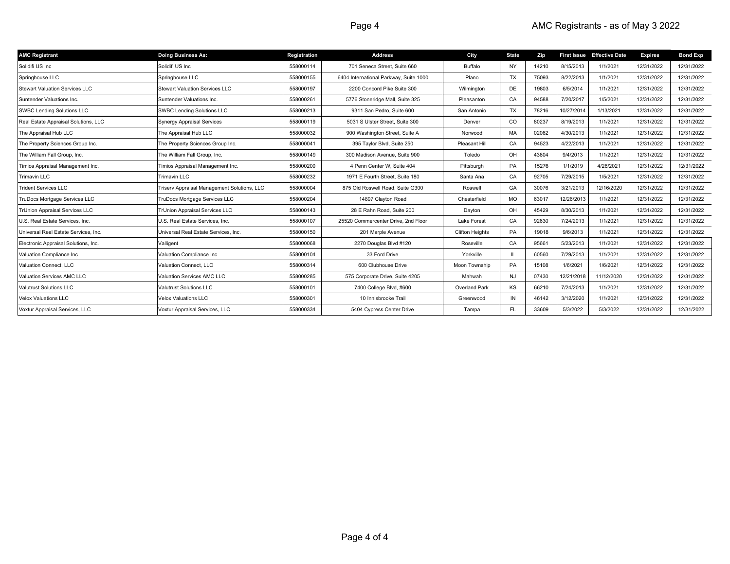| AMC Registrant | Doing Business As: | Registration | Address | City | State | Zip | First Issue | Effective Date | Expires | Bond Exp |
|---|---|---|---|---|---|---|---|---|---|---|
| Solidifi US Inc | Solidifi US Inc | 558000114 | 701 Seneca Street, Suite 660 | Buffalo | NY | 14210 | 8/15/2013 | 1/1/2021 | 12/31/2022 | 12/31/2022 |
| Springhouse LLC | Springhouse LLC | 558000155 | 6404 International Parkway, Suite 1000 | Plano | TX | 75093 | 8/22/2013 | 1/1/2021 | 12/31/2022 | 12/31/2022 |
| Stewart Valuation Services LLC | Stewart Valuation Services LLC | 558000197 | 2200 Concord Pike Suite 300 | Wilmington | DE | 19803 | 6/5/2014 | 1/1/2021 | 12/31/2022 | 12/31/2022 |
| Suntender Valuations Inc. | Suntender Valuations Inc. | 558000261 | 5776 Stoneridge Mall, Suite 325 | Pleasanton | CA | 94588 | 7/20/2017 | 1/5/2021 | 12/31/2022 | 12/31/2022 |
| SWBC Lending Solutions LLC | SWBC Lending Solutions LLC | 558000213 | 9311 San Pedro, Suite 600 | San Antonio | TX | 78216 | 10/27/2014 | 1/13/2021 | 12/31/2022 | 12/31/2022 |
| Real Estate Appraisal Solutions, LLC | Synergy Appraisal Services | 558000119 | 5031 S Ulster Street, Suite 300 | Denver | CO | 80237 | 8/19/2013 | 1/1/2021 | 12/31/2022 | 12/31/2022 |
| The Appraisal Hub LLC | The Appraisal Hub LLC | 558000032 | 900 Washington Street, Suite A | Norwood | MA | 02062 | 4/30/2013 | 1/1/2021 | 12/31/2022 | 12/31/2022 |
| The Property Sciences Group Inc. | The Property Sciences Group Inc. | 558000041 | 395 Taylor Blvd, Suite 250 | Pleasant Hill | CA | 94523 | 4/22/2013 | 1/1/2021 | 12/31/2022 | 12/31/2022 |
| The William Fall Group, Inc. | The William Fall Group, Inc. | 558000149 | 300 Madison Avenue, Suite 900 | Toledo | OH | 43604 | 9/4/2013 | 1/1/2021 | 12/31/2022 | 12/31/2022 |
| Timios Appraisal Management Inc. | Timios Appraisal Management Inc. | 558000200 | 4 Penn Center W, Suite 404 | Pittsburgh | PA | 15276 | 1/1/2019 | 4/26/2021 | 12/31/2022 | 12/31/2022 |
| Trimavin LLC | Trimavin LLC | 558000232 | 1971 E Fourth Street, Suite 180 | Santa Ana | CA | 92705 | 7/29/2015 | 1/5/2021 | 12/31/2022 | 12/31/2022 |
| Trident Services LLC | Triserv Appraisal Management Solutions, LLC | 558000004 | 875 Old Roswell Road, Suite G300 | Roswell | GA | 30076 | 3/21/2013 | 12/16/2020 | 12/31/2022 | 12/31/2022 |
| TruDocs Mortgage Services LLC | TruDocs Mortgage Services LLC | 558000204 | 14897 Clayton Road | Chesterfield | MO | 63017 | 12/26/2013 | 1/1/2021 | 12/31/2022 | 12/31/2022 |
| TrUnion Appraisal Services LLC | TrUnion Appraisal Services LLC | 558000143 | 28 E Rahn Road, Suite 200 | Dayton | OH | 45429 | 8/30/2013 | 1/1/2021 | 12/31/2022 | 12/31/2022 |
| U.S. Real Estate Services, Inc. | U.S. Real Estate Services, Inc. | 558000107 | 25520 Commercenter Drive, 2nd Floor | Lake Forest | CA | 92630 | 7/24/2013 | 1/1/2021 | 12/31/2022 | 12/31/2022 |
| Universal Real Estate Services, Inc. | Universal Real Estate Services, Inc. | 558000150 | 201 Marple Avenue | Clifton Heights | PA | 19018 | 9/6/2013 | 1/1/2021 | 12/31/2022 | 12/31/2022 |
| Electronic Appraisal Solutions, Inc. | Valligent | 558000068 | 2270 Douglas Blvd #120 | Roseville | CA | 95661 | 5/23/2013 | 1/1/2021 | 12/31/2022 | 12/31/2022 |
| Valuation Compliance Inc | Valuation Compliance Inc | 558000104 | 33 Ford Drive | Yorkville | IL | 60560 | 7/29/2013 | 1/1/2021 | 12/31/2022 | 12/31/2022 |
| Valuation Connect, LLC | Valuation Connect, LLC | 558000314 | 600 Clubhouse Drive | Moon Township | PA | 15108 | 1/6/2021 | 1/6/2021 | 12/31/2022 | 12/31/2022 |
| Valuation Services AMC LLC | Valuation Services AMC LLC | 558000285 | 575 Corporate Drive, Suite 4205 | Mahwah | NJ | 07430 | 12/21/2018 | 11/12/2020 | 12/31/2022 | 12/31/2022 |
| Valutrust Solutions LLC | Valutrust Solutions LLC | 558000101 | 7400 College Blvd, #600 | Overland Park | KS | 66210 | 7/24/2013 | 1/1/2021 | 12/31/2022 | 12/31/2022 |
| Velox Valuations LLC | Velox Valuations LLC | 558000301 | 10 Innisbrooke Trail | Greenwood | IN | 46142 | 3/12/2020 | 1/1/2021 | 12/31/2022 | 12/31/2022 |
| Voxtur Appraisal Services, LLC | Voxtur Appraisal Services, LLC | 558000334 | 5404 Cypress Center Drive | Tampa | FL | 33609 | 5/3/2022 | 5/3/2022 | 12/31/2022 | 12/31/2022 |